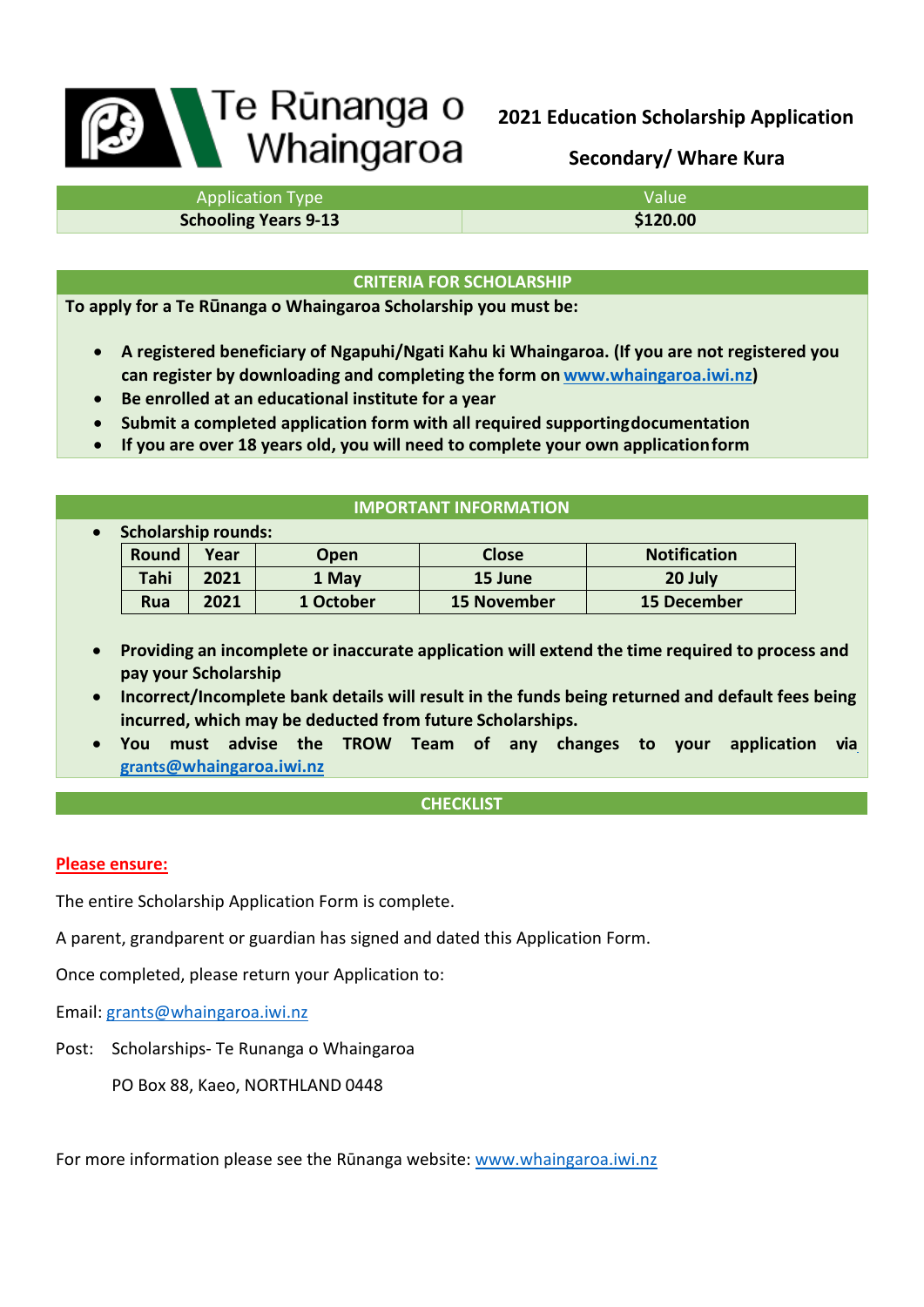# Te Rūnanga o Whaingaroa

## 2021 Education Scholarship Application

## Secondary/ Whare Kura

| Application Type | Value |
|---|---|
| **Schooling Years 9-13** | **$120.00** |

### CRITERIA FOR SCHOLARSHIP

**To apply for a Te Rūnanga o Whaingaroa Scholarship you must be:**

- **A registered beneficiary of Ngapuhi/Ngati Kahu ki Whaingaroa. (If you are not registered you can register by downloading and completing the form on [www.whaingaroa.iwi.nz](www.whaingaroa.iwi.nz))**
- **Be enrolled at an educational institute for a year**
- **Submit a completed application form with all required supporting documentation**
- **If you are over 18 years old, you will need to complete your own application form**

### IMPORTANT INFORMATION

- **Scholarship rounds:**

| Round | Year | Open | Close | Notification |
|---|---|---|---|---|
| Tahi | 2021 | 1 May | 15 June | 20 July |
| Rua | 2021 | 1 October | 15 November | 15 December |

- **Providing an incomplete or inaccurate application will extend the time required to process and pay your Scholarship**
- **Incorrect/Incomplete bank details will result in the funds being returned and default fees being incurred, which may be deducted from future Scholarships.**
- **You must advise the TROW Team of any changes to your application via [grants@whaingaroa.iwi.nz](mailto:grants@whaingaroa.iwi.nz)**

### CHECKLIST

**Please ensure:**

The entire Scholarship Application Form is complete.

A parent, grandparent or guardian has signed and dated this Application Form.

Once completed, please return your Application to:

Email: [grants@whaingaroa.iwi.nz](mailto:grants@whaingaroa.iwi.nz)

Post: Scholarships- Te Runanga o Whaingaroa

PO Box 88, Kaeo, NORTHLAND 0448

For more information please see the Rūnanga website: [www.whaingaroa.iwi.nz](www.whaingaroa.iwi.nz)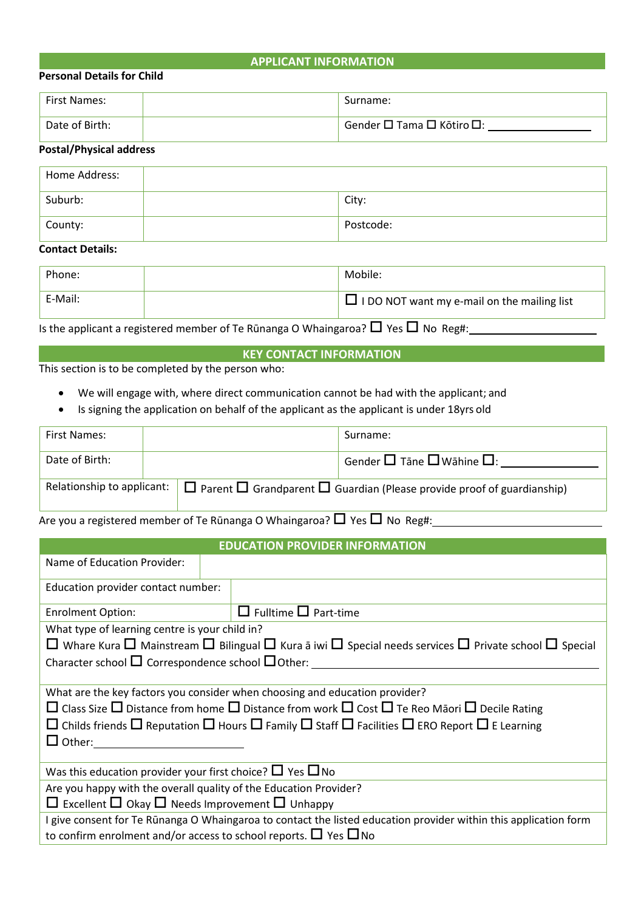## APPLICANT INFORMATION

**Personal Details for Child**

| First Names: | | Surname: |
|---|---|---|
| Date of Birth: | | Gender ☐ Tama ☐ Kōtiro ☐: ________________ |

**Postal/Physical address**

| Home Address: | | |
|---|---|---|
| Suburb: | | City: |
| County: | | Postcode: |

**Contact Details:**

| Phone: | | Mobile: |
|---|---|---|
| E-Mail: | | ☐ I DO NOT want my e-mail on the mailing list |

Is the applicant a registered member of Te Rūnanga O Whaingaroa? ☐ Yes ☐ No Reg#: ____________________

## KEY CONTACT INFORMATION

This section is to be completed by the person who:

- We will engage with, where direct communication cannot be had with the applicant; and
- Is signing the application on behalf of the applicant as the applicant is under 18yrs old

| First Names: | | Surname: |
|---|---|---|
| Date of Birth: | | Gender ☐ Tāne ☐ Wāhine ☐: ________________ |
| Relationship to applicant: | ☐ Parent ☐ Grandparent ☐ Guardian (Please provide proof of guardianship) | |

Are you a registered member of Te Rūnanga O Whaingaroa? ☐ Yes ☐ No Reg#: ____________________

## EDUCATION PROVIDER INFORMATION

| Name of Education Provider: | |
|---|---|
| Education provider contact number: | |
| Enrolment Option: | ☐ Fulltime ☐ Part-time |

What type of learning centre is your child in?
☐ Whare Kura ☐ Mainstream ☐ Bilingual ☐ Kura ā iwi ☐ Special needs services ☐ Private school ☐ Special Character school ☐ Correspondence school ☐ Other: ____________________

What are the key factors you consider when choosing and education provider?
☐ Class Size ☐ Distance from home ☐ Distance from work ☐ Cost ☐ Te Reo Māori ☐ Decile Rating
☐ Childs friends ☐ Reputation ☐ Hours ☐ Family ☐ Staff ☐ Facilities ☐ ERO Report ☐ E Learning
☐ Other: ____________________

Was this education provider your first choice? ☐ Yes ☐ No

Are you happy with the overall quality of the Education Provider?
☐ Excellent ☐ Okay ☐ Needs Improvement ☐ Unhappy

I give consent for Te Rūnanga O Whaingaroa to contact the listed education provider within this application form to confirm enrolment and/or access to school reports. ☐ Yes ☐ No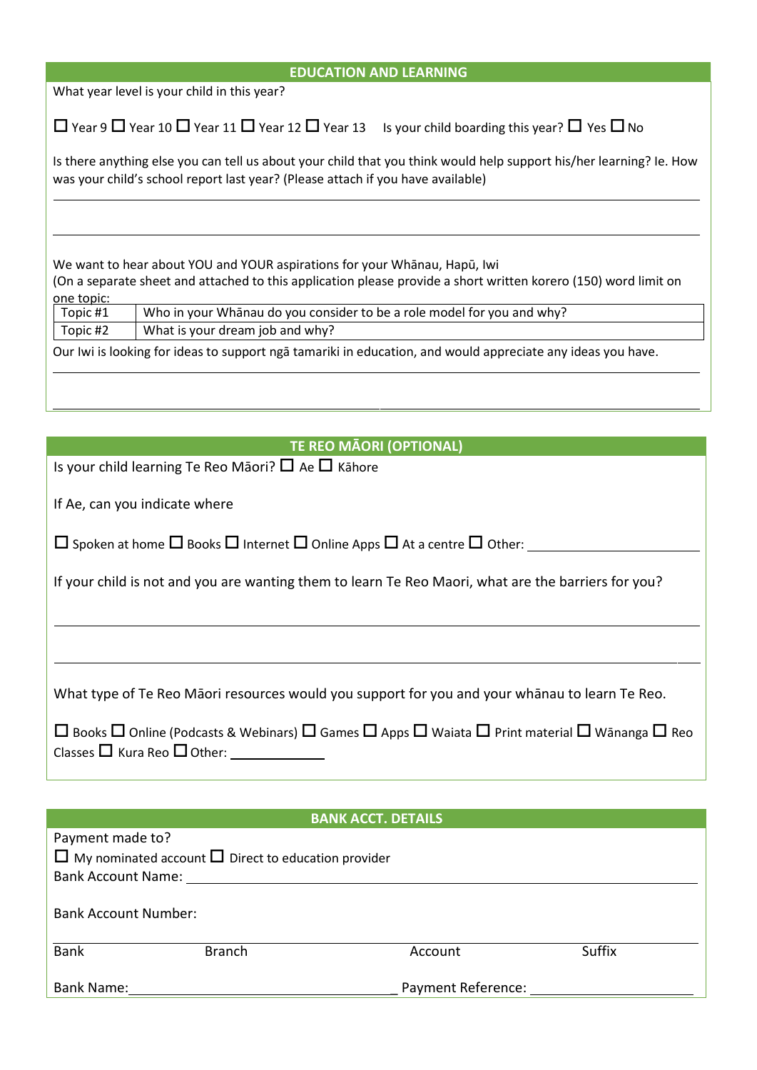## EDUCATION AND LEARNING

What year level is your child in this year?

☐ Year 9 ☐ Year 10 ☐ Year 11 ☐ Year 12 ☐ Year 13 Is your child boarding this year? ☐ Yes ☐ No

Is there anything else you can tell us about your child that you think would help support his/her learning? Ie. How was your child's school report last year? (Please attach if you have available)

______________________________________________________________________________

______________________________________________________________________________

We want to hear about YOU and YOUR aspirations for your Whānau, Hapū, Iwi
(On a separate sheet and attached to this application please provide a short written korero (150) word limit on one topic:

| | |
|---|---|
| Topic #1 | Who in your Whānau do you consider to be a role model for you and why? |
| Topic #2 | What is your dream job and why? |

Our Iwi is looking for ideas to support ngā tamariki in education, and would appreciate any ideas you have.

______________________________________________________________________________

______________________________________________________________________________

## TE REO MĀORI (OPTIONAL)

Is your child learning Te Reo Māori? ☐ Ae ☐ Kāhore

If Ae, can you indicate where

☐ Spoken at home ☐ Books ☐ Internet ☐ Online Apps ☐ At a centre ☐ Other: ____________________

If your child is not and you are wanting them to learn Te Reo Maori, what are the barriers for you?

______________________________________________________________________________

______________________________________________________________________________

What type of Te Reo Māori resources would you support for you and your whānau to learn Te Reo.

☐ Books ☐ Online (Podcasts & Webinars) ☐ Games ☐ Apps ☐ Waiata ☐ Print material ☐ Wānanga ☐ Reo Classes ☐ Kura Reo ☐ Other: ____________

## BANK ACCT. DETAILS

Payment made to?
☐ My nominated account ☐ Direct to education provider
Bank Account Name: ____________________________________________

Bank Account Number:

| Bank | Branch | Account | Suffix |
|---|---|---|---|
| | | | |

Bank Name: ______________________________ Payment Reference: ____________________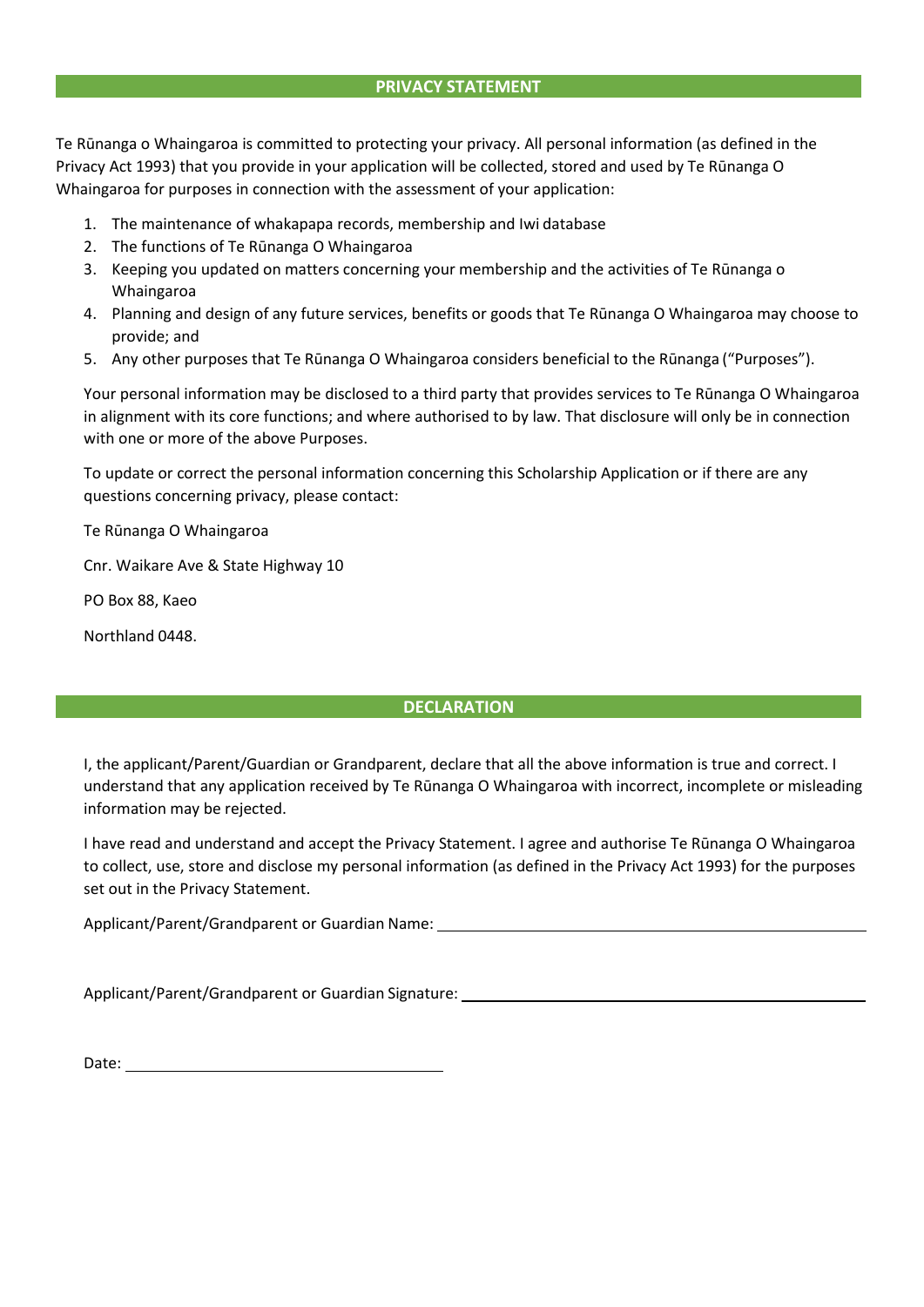## PRIVACY STATEMENT

Te Rūnanga o Whaingaroa is committed to protecting your privacy. All personal information (as defined in the Privacy Act 1993) that you provide in your application will be collected, stored and used by Te Rūnanga O Whaingaroa for purposes in connection with the assessment of your application:

1. The maintenance of whakapapa records, membership and Iwi database
2. The functions of Te Rūnanga O Whaingaroa
3. Keeping you updated on matters concerning your membership and the activities of Te Rūnanga o Whaingaroa
4. Planning and design of any future services, benefits or goods that Te Rūnanga O Whaingaroa may choose to provide; and
5. Any other purposes that Te Rūnanga O Whaingaroa considers beneficial to the Rūnanga ("Purposes").

Your personal information may be disclosed to a third party that provides services to Te Rūnanga O Whaingaroa in alignment with its core functions; and where authorised to by law. That disclosure will only be in connection with one or more of the above Purposes.

To update or correct the personal information concerning this Scholarship Application or if there are any questions concerning privacy, please contact:

Te Rūnanga O Whaingaroa

Cnr. Waikare Ave & State Highway 10

PO Box 88, Kaeo

Northland 0448.

## DECLARATION

I, the applicant/Parent/Guardian or Grandparent, declare that all the above information is true and correct. I understand that any application received by Te Rūnanga O Whaingaroa with incorrect, incomplete or misleading information may be rejected.

I have read and understand and accept the Privacy Statement. I agree and authorise Te Rūnanga O Whaingaroa to collect, use, store and disclose my personal information (as defined in the Privacy Act 1993) for the purposes set out in the Privacy Statement.

Applicant/Parent/Grandparent or Guardian Name: ______________________________

Applicant/Parent/Grandparent or Guardian Signature: ______________________________

Date: ____________________